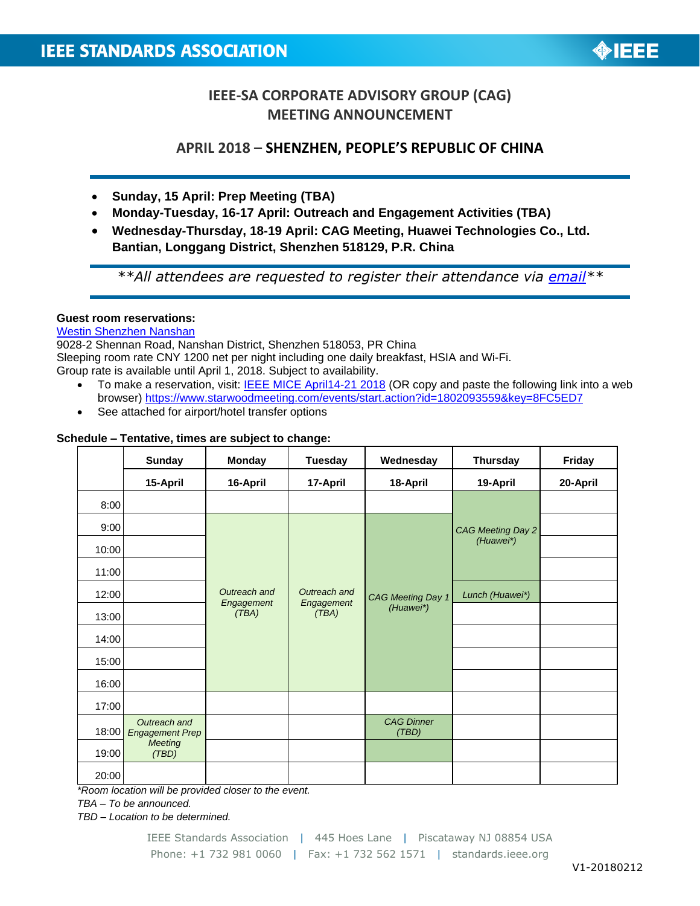# IEEE-SA CORPORATE ADVISORY GROUP (CAG) MEETING ANNOUNCEMENT

## APRIL 2018 – SHENZHEN, PEOPLE'S REPUBLIC OF CHINA

- **Sunday, 15 April: Prep Meeting (TBA)**
- **Monday-Tuesday, 16-17 April: Outreach and Engagement Activities (TBA)**
- **Wednesday-Thursday, 18-19 April: CAG Meeting, Huawei Technologies Co., Ltd. Bantian, Longgang District, Shenzhen 518129, P.R. China**

*\*\*All attendees are requested to register their attendance via email\*\**

**Guest room reservations:**

Westin Shenzhen Nanshan
9028-2 Shennan Road, Nanshan District, Shenzhen 518053, PR China
Sleeping room rate CNY 1200 net per night including one daily breakfast, HSIA and Wi-Fi.
Group rate is available until April 1, 2018. Subject to availability.

- To make a reservation, visit: IEEE MICE April14-21 2018 (OR copy and paste the following link into a web browser) https://www.starwoodmeeting.com/events/start.action?id=1802093559&key=8FC5ED7
- See attached for airport/hotel transfer options

**Schedule – Tentative, times are subject to change:**

| | Sunday | Monday | Tuesday | Wednesday | Thursday | Friday |
|---|---|---|---|---|---|---|
| | **15-April** | **16-April** | **17-April** | **18-April** | **19-April** | **20-April** |
| 8:00 | | | | | *CAG Meeting Day 2 (Huawei\*)* | |
| 9:00 | | *Outreach and Engagement (TBA)* | *Outreach and Engagement (TBA)* | *CAG Meeting Day 1 (Huawei\*)* | | |
| 10:00 | | | | | | |
| 11:00 | | | | | | |
| 12:00 | | | | | *Lunch (Huawei\*)* | |
| 13:00 | | | | | | |
| 14:00 | | | | | | |
| 15:00 | | | | | | |
| 16:00 | | | | | | |
| 17:00 | | | | | | |
| 18:00 | *Outreach and Engagement Prep Meeting (TBD)* | | | *CAG Dinner (TBD)* | | |
| 19:00 | | | | | | |
| 20:00 | | | | | | |

*\*Room location will be provided closer to the event.*
*TBA – To be announced.*
*TBD – Location to be determined.*

IEEE Standards Association | 445 Hoes Lane | Piscataway NJ 08854 USA
Phone: +1 732 981 0060 | Fax: +1 732 562 1571 | standards.ieee.org

V1-20180212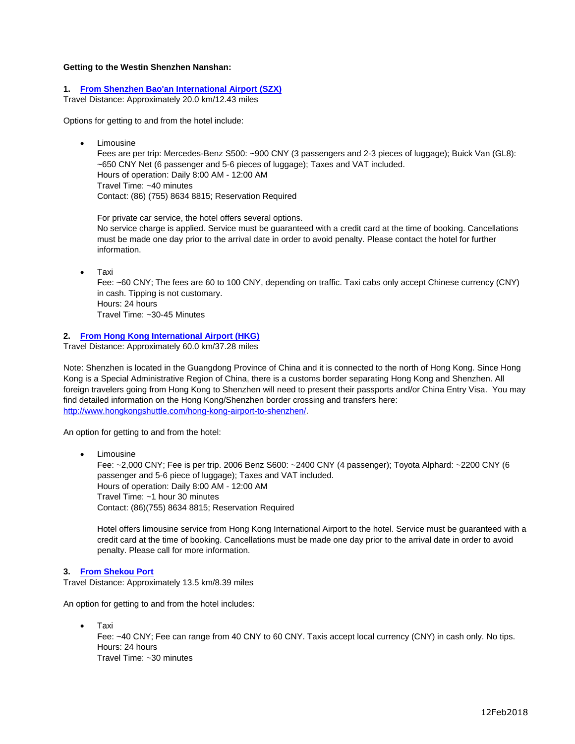**Getting to the Westin Shenzhen Nanshan:**

1. **From Shenzhen Bao'an International Airport (SZX)**

Travel Distance: Approximately 20.0 km/12.43 miles

Options for getting to and from the hotel include:

- Limousine
  Fees are per trip: Mercedes-Benz S500: ~900 CNY (3 passengers and 2-3 pieces of luggage); Buick Van (GL8): ~650 CNY Net (6 passenger and 5-6 pieces of luggage); Taxes and VAT included.
  Hours of operation: Daily 8:00 AM - 12:00 AM
  Travel Time: ~40 minutes
  Contact: (86) (755) 8634 8815; Reservation Required

  For private car service, the hotel offers several options.
  No service charge is applied. Service must be guaranteed with a credit card at the time of booking. Cancellations must be made one day prior to the arrival date in order to avoid penalty. Please contact the hotel for further information.

- Taxi
  Fee: ~60 CNY; The fees are 60 to 100 CNY, depending on traffic. Taxi cabs only accept Chinese currency (CNY) in cash. Tipping is not customary.
  Hours: 24 hours
  Travel Time: ~30-45 Minutes

2. **From Hong Kong International Airport (HKG)**

Travel Distance: Approximately 60.0 km/37.28 miles

Note: Shenzhen is located in the Guangdong Province of China and it is connected to the north of Hong Kong. Since Hong Kong is a Special Administrative Region of China, there is a customs border separating Hong Kong and Shenzhen. All foreign travelers going from Hong Kong to Shenzhen will need to present their passports and/or China Entry Visa. You may find detailed information on the Hong Kong/Shenzhen border crossing and transfers here: http://www.hongkongshuttle.com/hong-kong-airport-to-shenzhen/.

An option for getting to and from the hotel:

- Limousine
  Fee: ~2,000 CNY; Fee is per trip. 2006 Benz S600: ~2400 CNY (4 passenger); Toyota Alphard: ~2200 CNY (6 passenger and 5-6 piece of luggage); Taxes and VAT included.
  Hours of operation: Daily 8:00 AM - 12:00 AM
  Travel Time: ~1 hour 30 minutes
  Contact: (86)(755) 8634 8815; Reservation Required

  Hotel offers limousine service from Hong Kong International Airport to the hotel. Service must be guaranteed with a credit card at the time of booking. Cancellations must be made one day prior to the arrival date in order to avoid penalty. Please call for more information.

3. **From Shekou Port**

Travel Distance: Approximately 13.5 km/8.39 miles

An option for getting to and from the hotel includes:

- Taxi
  Fee: ~40 CNY; Fee can range from 40 CNY to 60 CNY. Taxis accept local currency (CNY) in cash only. No tips.
  Hours: 24 hours
  Travel Time: ~30 minutes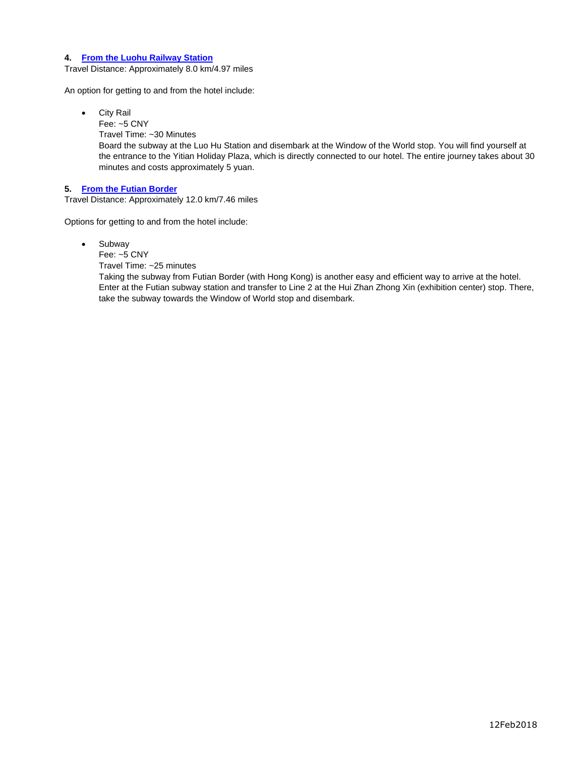**4. From the Luohu Railway Station**

Travel Distance: Approximately 8.0 km/4.97 miles

An option for getting to and from the hotel include:

- City Rail
  Fee: ~5 CNY
  Travel Time: ~30 Minutes
  Board the subway at the Luo Hu Station and disembark at the Window of the World stop. You will find yourself at the entrance to the Yitian Holiday Plaza, which is directly connected to our hotel. The entire journey takes about 30 minutes and costs approximately 5 yuan.

**5. From the Futian Border**

Travel Distance: Approximately 12.0 km/7.46 miles

Options for getting to and from the hotel include:

- Subway
  Fee: ~5 CNY
  Travel Time: ~25 minutes
  Taking the subway from Futian Border (with Hong Kong) is another easy and efficient way to arrive at the hotel. Enter at the Futian subway station and transfer to Line 2 at the Hui Zhan Zhong Xin (exhibition center) stop. There, take the subway towards the Window of World stop and disembark.

12Feb2018